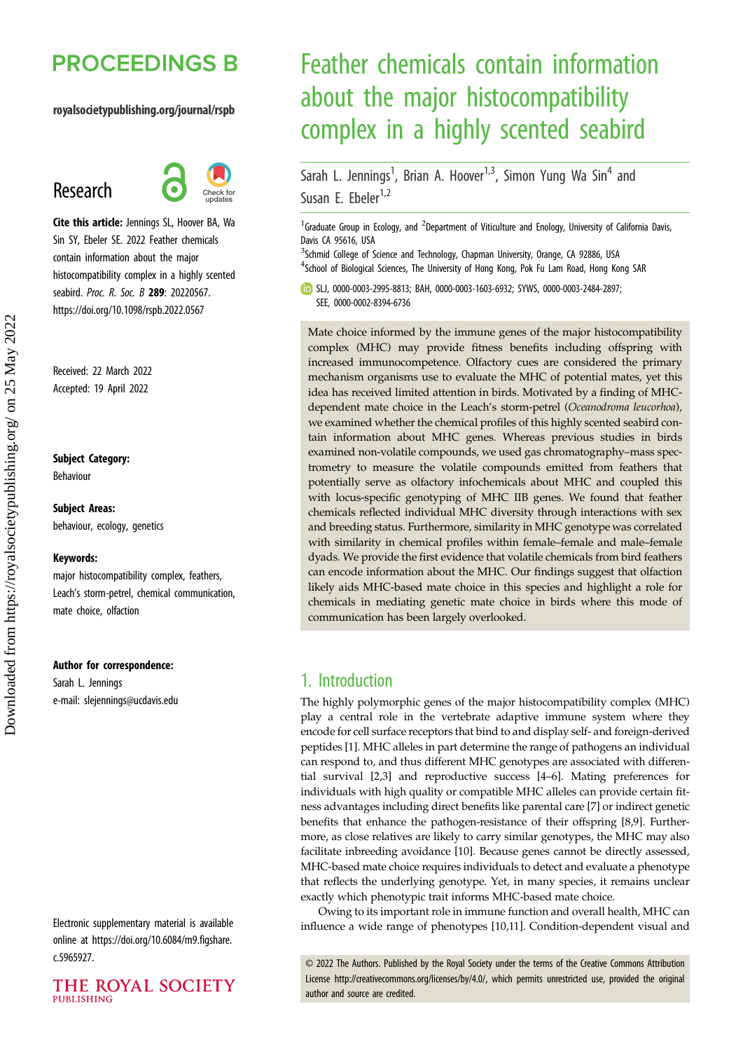# Feather chemicals contain information about the major histocompatibility complex in a highly scented seabird

Sarah L. Jennings[1], Brian A. Hoover[1,3], Simon Yung Wa Sin[4] and Susan E. Ebeler[1,2]

[1]Graduate Group in Ecology, and [2]Department of Viticulture and Enology, University of California Davis, Davis CA 95616, USA

[3]Schmid College of Science and Technology, Chapman University, Orange, CA 92886, USA

[4]School of Biological Sciences, The University of Hong Kong, Pok Fu Lam Road, Hong Kong SAR

SLJ, 0000-0003-2995-8813; BAH, 0000-0003-1603-6932; SYWS, 0000-0003-2484-2897; SEE, 0000-0002-8394-6736

**Research**

**Cite this article:** Jennings SL, Hoover BA, Wa Sin SY, Ebeler SE. 2022 Feather chemicals contain information about the major histocompatibility complex in a highly scented seabird. *Proc. R. Soc. B* **289**: 20220567. https://doi.org/10.1098/rspb.2022.0567

Received: 22 March 2022
Accepted: 19 April 2022

**Subject Category:**
Behaviour

**Subject Areas:**
behaviour, ecology, genetics

**Keywords:**
major histocompatibility complex, feathers, Leach's storm-petrel, chemical communication, mate choice, olfaction

**Author for correspondence:**
Sarah L. Jennings
e-mail: slejennings@ucdavis.edu

Electronic supplementary material is available online at https://doi.org/10.6084/m9.figshare.c.5965927.

Mate choice informed by the immune genes of the major histocompatibility complex (MHC) may provide fitness benefits including offspring with increased immunocompetence. Olfactory cues are considered the primary mechanism organisms use to evaluate the MHC of potential mates, yet this idea has received limited attention in birds. Motivated by a finding of MHC-dependent mate choice in the Leach's storm-petrel (*Oceanodroma leucorhoa*), we examined whether the chemical profiles of this highly scented seabird contain information about MHC genes. Whereas previous studies in birds examined non-volatile compounds, we used gas chromatography–mass spectrometry to measure the volatile compounds emitted from feathers that potentially serve as olfactory infochemicals about MHC and coupled this with locus-specific genotyping of MHC IIB genes. We found that feather chemicals reflected individual MHC diversity through interactions with sex and breeding status. Furthermore, similarity in MHC genotype was correlated with similarity in chemical profiles within female–female and male–female dyads. We provide the first evidence that volatile chemicals from bird feathers can encode information about the MHC. Our findings suggest that olfaction likely aids MHC-based mate choice in this species and highlight a role for chemicals in mediating genetic mate choice in birds where this mode of communication has been largely overlooked.

## 1. Introduction

The highly polymorphic genes of the major histocompatibility complex (MHC) play a central role in the vertebrate adaptive immune system where they encode for cell surface receptors that bind to and display self- and foreign-derived peptides [1]. MHC alleles in part determine the range of pathogens an individual can respond to, and thus different MHC genotypes are associated with differential survival [2,3] and reproductive success [4–6]. Mating preferences for individuals with high quality or compatible MHC alleles can provide certain fitness advantages including direct benefits like parental care [7] or indirect genetic benefits that enhance the pathogen-resistance of their offspring [8,9]. Furthermore, as close relatives are likely to carry similar genotypes, the MHC may also facilitate inbreeding avoidance [10]. Because genes cannot be directly assessed, MHC-based mate choice requires individuals to detect and evaluate a phenotype that reflects the underlying genotype. Yet, in many species, it remains unclear exactly which phenotypic trait informs MHC-based mate choice.

Owing to its important role in immune function and overall health, MHC can influence a wide range of phenotypes [10,11]. Condition-dependent visual and

© 2022 The Authors. Published by the Royal Society under the terms of the Creative Commons Attribution License http://creativecommons.org/licenses/by/4.0/, which permits unrestricted use, provided the original author and source are credited.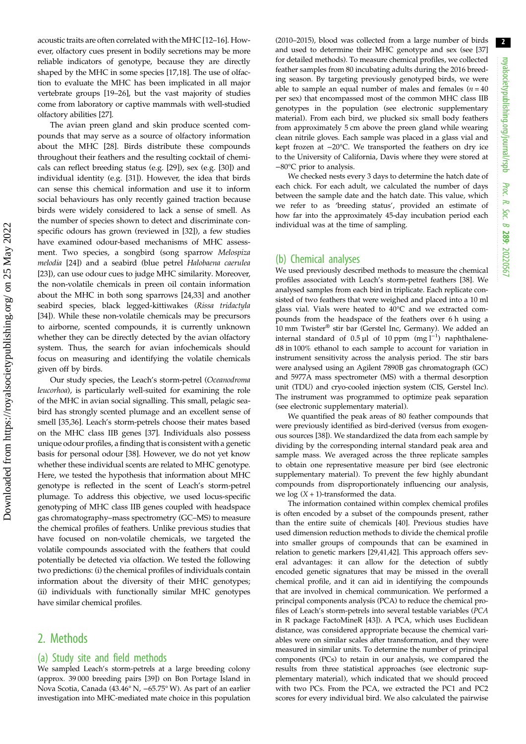acoustic traits are often correlated with the MHC [12–16]. However, olfactory cues present in bodily secretions may be more reliable indicators of genotype, because they are directly shaped by the MHC in some species [17,18]. The use of olfaction to evaluate the MHC has been implicated in all major vertebrate groups [19–26], but the vast majority of studies come from laboratory or captive mammals with well-studied olfactory abilities [27].

The avian preen gland and skin produce scented compounds that may serve as a source of olfactory information about the MHC [28]. Birds distribute these compounds throughout their feathers and the resulting cocktail of chemicals can reflect breeding status (e.g. [29]), sex (e.g. [30]) and individual identity (e.g. [31]). However, the idea that birds can sense this chemical information and use it to inform social behaviours has only recently gained traction because birds were widely considered to lack a sense of smell. As the number of species shown to detect and discriminate conspecific odours has grown (reviewed in [32]), a few studies have examined odour-based mechanisms of MHC assessment. Two species, a songbird (song sparrow *Melospiza melodia* [24]) and a seabird (blue petrel *Halobaena caerulea* [23]), can use odour cues to judge MHC similarity. Moreover, the non-volatile chemicals in preen oil contain information about the MHC in both song sparrows [24,33] and another seabird species, black legged-kittiwakes (*Rissa tridactyla* [34]). While these non-volatile chemicals may be precursors to airborne, scented compounds, it is currently unknown whether they can be directly detected by the avian olfactory system. Thus, the search for avian infochemicals should focus on measuring and identifying the volatile chemicals given off by birds.

Our study species, the Leach's storm-petrel (*Oceanodroma leucorhoa*), is particularly well-suited for examining the role of the MHC in avian social signalling. This small, pelagic seabird has strongly scented plumage and an excellent sense of smell [35,36]. Leach's storm-petrels choose their mates based on the MHC class IIB genes [37]. Individuals also possess unique odour profiles, a finding that is consistent with a genetic basis for personal odour [38]. However, we do not yet know whether these individual scents are related to MHC genotype. Here, we tested the hypothesis that information about MHC genotype is reflected in the scent of Leach's storm-petrel plumage. To address this objective, we used locus-specific genotyping of MHC class IIB genes coupled with headspace gas chromatography–mass spectrometry (GC–MS) to measure the chemical profiles of feathers. Unlike previous studies that have focused on non-volatile chemicals, we targeted the volatile compounds associated with the feathers that could potentially be detected via olfaction. We tested the following two predictions: (i) the chemical profiles of individuals contain information about the diversity of their MHC genotypes; (ii) individuals with functionally similar MHC genotypes have similar chemical profiles.

## 2. Methods

### (a) Study site and field methods

We sampled Leach's storm-petrels at a large breeding colony (approx. 39 000 breeding pairs [39]) on Bon Portage Island in Nova Scotia, Canada (43.46° N, −65.75° W). As part of an earlier investigation into MHC-mediated mate choice in this population (2010–2015), blood was collected from a large number of birds and used to determine their MHC genotype and sex (see [37] for detailed methods). To measure chemical profiles, we collected feather samples from 80 incubating adults during the 2016 breeding season. By targeting previously genotyped birds, we were able to sample an equal number of males and females ($n = 40$ per sex) that encompassed most of the common MHC class IIB genotypes in the population (see electronic supplementary material). From each bird, we plucked six small body feathers from approximately 5 cm above the preen gland while wearing clean nitrile gloves. Each sample was placed in a glass vial and kept frozen at −20°C. We transported the feathers on dry ice to the University of California, Davis where they were stored at −80°C prior to analysis.

We checked nests every 3 days to determine the hatch date of each chick. For each adult, we calculated the number of days between the sample date and the hatch date. This value, which we refer to as 'breeding status', provided an estimate of how far into the approximately 45-day incubation period each individual was at the time of sampling.

### (b) Chemical analyses

We used previously described methods to measure the chemical profiles associated with Leach's storm-petrel feathers [38]. We analysed samples from each bird in triplicate. Each replicate consisted of two feathers that were weighed and placed into a 10 ml glass vial. Vials were heated to 40°C and we extracted compounds from the headspace of the feathers over 6 h using a 10 mm Twister® stir bar (Gerstel Inc, Germany). We added an internal standard of 0.5 µl of 10 ppm (mg $l^{-1}$) naphthalene-d8 in 100% ethanol to each sample to account for variation in instrument sensitivity across the analysis period. The stir bars were analysed using an Agilent 7890B gas chromatograph (GC) and 5977A mass spectrometer (MS) with a thermal desorption unit (TDU) and cryo-cooled injection system (CIS, Gerstel Inc). The instrument was programmed to optimize peak separation (see electronic supplementary material).

We quantified the peak areas of 80 feather compounds that were previously identified as bird-derived (versus from exogenous sources [38]). We standardized the data from each sample by dividing by the corresponding internal standard peak area and sample mass. We averaged across the three replicate samples to obtain one representative measure per bird (see electronic supplementary material). To prevent the few highly abundant compounds from disproportionately influencing our analysis, we log $(X + 1)$-transformed the data.

The information contained within complex chemical profiles is often encoded by a subset of the compounds present, rather than the entire suite of chemicals [40]. Previous studies have used dimension reduction methods to divide the chemical profile into smaller groups of compounds that can be examined in relation to genetic markers [29,41,42]. This approach offers several advantages: it can allow for the detection of subtly encoded genetic signatures that may be missed in the overall chemical profile, and it can aid in identifying the compounds that are involved in chemical communication. We performed a principal components analysis (PCA) to reduce the chemical profiles of Leach's storm-petrels into several testable variables (*PCA* in R package FactoMineR [43]). A PCA, which uses Euclidean distance, was considered appropriate because the chemical variables were on similar scales after transformation, and they were measured in similar units. To determine the number of principal components (PCs) to retain in our analysis, we compared the results from three statistical approaches (see electronic supplementary material), which indicated that we should proceed with two PCs. From the PCA, we extracted the PC1 and PC2 scores for every individual bird. We also calculated the pairwise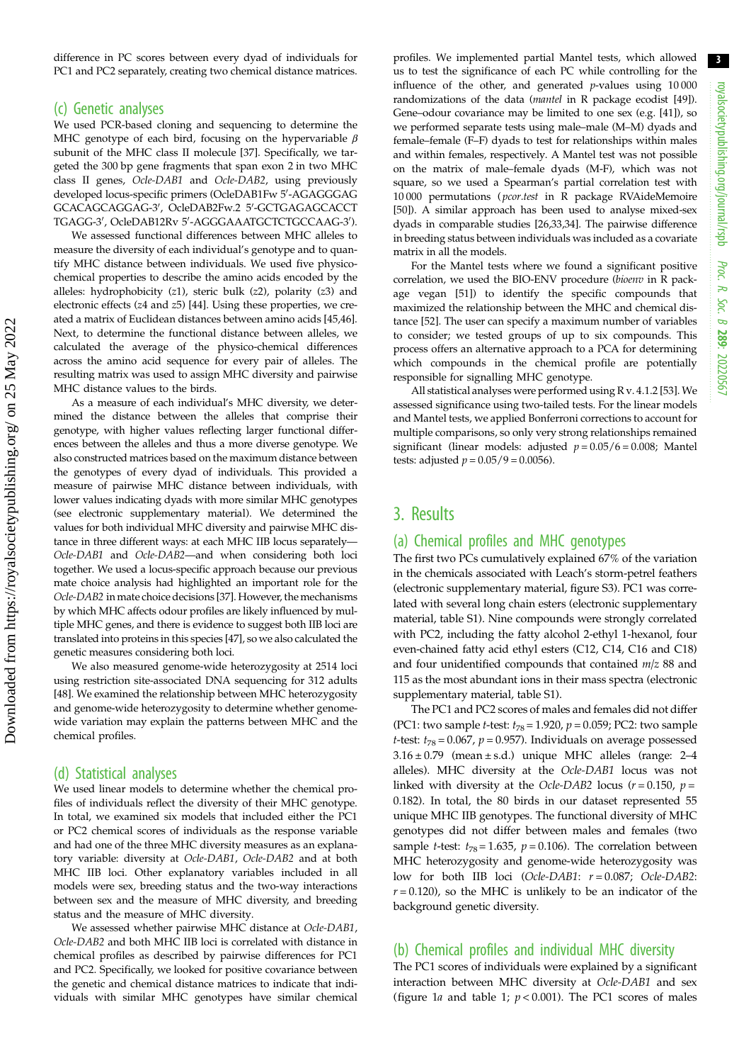difference in PC scores between every dyad of individuals for PC1 and PC2 separately, creating two chemical distance matrices.

## (c) Genetic analyses

We used PCR-based cloning and sequencing to determine the MHC genotype of each bird, focusing on the hypervariable $\beta$ subunit of the MHC class II molecule [37]. Specifically, we targeted the 300 bp gene fragments that span exon 2 in two MHC class II genes, *Ocle-DAB1* and *Ocle-DAB2*, using previously developed locus-specific primers (OcleDAB1Fw 5′-AGAGGGAG GCACAGCAGGAG-3′, OcleDAB2Fw.2 5′-GCTGAGAGCACCT TGAGG-3′, OcleDAB12Rv 5′-AGGGAAATGCTCTGCCAAG-3′).

We assessed functional differences between MHC alleles to measure the diversity of each individual's genotype and to quantify MHC distance between individuals. We used five physico-chemical properties to describe the amino acids encoded by the alleles: hydrophobicity ($z1$), steric bulk ($z2$), polarity ($z3$) and electronic effects ($z4$ and $z5$) [44]. Using these properties, we created a matrix of Euclidean distances between amino acids [45,46]. Next, to determine the functional distance between alleles, we calculated the average of the physico-chemical differences across the amino acid sequence for every pair of alleles. The resulting matrix was used to assign MHC diversity and pairwise MHC distance values to the birds.

As a measure of each individual's MHC diversity, we determined the distance between the alleles that comprise their genotype, with higher values reflecting larger functional differences between the alleles and thus a more diverse genotype. We also constructed matrices based on the maximum distance between the genotypes of every dyad of individuals. This provided a measure of pairwise MHC distance between individuals, with lower values indicating dyads with more similar MHC genotypes (see electronic supplementary material). We determined the values for both individual MHC diversity and pairwise MHC distance in three different ways: at each MHC IIB locus separately—*Ocle-DAB1* and *Ocle-DAB2*—and when considering both loci together. We used a locus-specific approach because our previous mate choice analysis had highlighted an important role for the *Ocle-DAB2* in mate choice decisions [37]. However, the mechanisms by which MHC affects odour profiles are likely influenced by multiple MHC genes, and there is evidence to suggest both IIB loci are translated into proteins in this species [47], so we also calculated the genetic measures considering both loci.

We also measured genome-wide heterozygosity at 2514 loci using restriction site-associated DNA sequencing for 312 adults [48]. We examined the relationship between MHC heterozygosity and genome-wide heterozygosity to determine whether genome-wide variation may explain the patterns between MHC and the chemical profiles.

## (d) Statistical analyses

We used linear models to determine whether the chemical profiles of individuals reflect the diversity of their MHC genotype. In total, we examined six models that included either the PC1 or PC2 chemical scores of individuals as the response variable and had one of the three MHC diversity measures as an explanatory variable: diversity at *Ocle-DAB1*, *Ocle-DAB2* and at both MHC IIB loci. Other explanatory variables included in all models were sex, breeding status and the two-way interactions between sex and the measure of MHC diversity, and breeding status and the measure of MHC diversity.

We assessed whether pairwise MHC distance at *Ocle-DAB1*, *Ocle-DAB2* and both MHC IIB loci is correlated with distance in chemical profiles as described by pairwise differences for PC1 and PC2. Specifically, we looked for positive covariance between the genetic and chemical distance matrices to indicate that individuals with similar MHC genotypes have similar chemical profiles. We implemented partial Mantel tests, which allowed us to test the significance of each PC while controlling for the influence of the other, and generated $p$-values using 10 000 randomizations of the data (*mantel* in R package ecodist [49]). Gene–odour covariance may be limited to one sex (e.g. [41]), so we performed separate tests using male–male (M–M) dyads and female–female (F–F) dyads to test for relationships within males and within females, respectively. A Mantel test was not possible on the matrix of male–female dyads (M-F), which was not square, so we used a Spearman's partial correlation test with 10 000 permutations (*pcor.test* in R package RVAideMemoire [50]). A similar approach has been used to analyse mixed-sex dyads in comparable studies [26,33,34]. The pairwise difference in breeding status between individuals was included as a covariate matrix in all the models.

For the Mantel tests where we found a significant positive correlation, we used the BIO-ENV procedure (*bioenv* in R package vegan [51]) to identify the specific compounds that maximized the relationship between the MHC and chemical distance [52]. The user can specify a maximum number of variables to consider; we tested groups of up to six compounds. This process offers an alternative approach to a PCA for determining which compounds in the chemical profile are potentially responsible for signalling MHC genotype.

All statistical analyses were performed using R v. 4.1.2 [53]. We assessed significance using two-tailed tests. For the linear models and Mantel tests, we applied Bonferroni corrections to account for multiple comparisons, so only very strong relationships remained significant (linear models: adjusted $p = 0.05/6 = 0.008$; Mantel tests: adjusted $p = 0.05/9 = 0.0056$).

# 3. Results

## (a) Chemical profiles and MHC genotypes

The first two PCs cumulatively explained 67% of the variation in the chemicals associated with Leach's storm-petrel feathers (electronic supplementary material, figure S3). PC1 was correlated with several long chain esters (electronic supplementary material, table S1). Nine compounds were strongly correlated with PC2, including the fatty alcohol 2-ethyl 1-hexanol, four even-chained fatty acid ethyl esters (C12, C14, C16 and C18) and four unidentified compounds that contained $m/z$ 88 and 115 as the most abundant ions in their mass spectra (electronic supplementary material, table S1).

The PC1 and PC2 scores of males and females did not differ (PC1: two sample $t$-test: $t_{78} = 1.920$, $p = 0.059$; PC2: two sample $t$-test: $t_{78} = 0.067$, $p = 0.957$). Individuals on average possessed $3.16 \pm 0.79$ (mean ± s.d.) unique MHC alleles (range: 2–4 alleles). MHC diversity at the *Ocle-DAB1* locus was not linked with diversity at the *Ocle-DAB2* locus ($r = 0.150$, $p = 0.182$). In total, the 80 birds in our dataset represented 55 unique MHC IIB genotypes. The functional diversity of MHC genotypes did not differ between males and females (two sample $t$-test: $t_{78} = 1.635$, $p = 0.106$). The correlation between MHC heterozygosity and genome-wide heterozygosity was low for both IIB loci (*Ocle-DAB1*: $r = 0.087$; *Ocle-DAB2*: $r = 0.120$), so the MHC is unlikely to be an indicator of the background genetic diversity.

## (b) Chemical profiles and individual MHC diversity

The PC1 scores of individuals were explained by a significant interaction between MHC diversity at *Ocle-DAB1* and sex (figure 1*a* and table 1; $p < 0.001$). The PC1 scores of males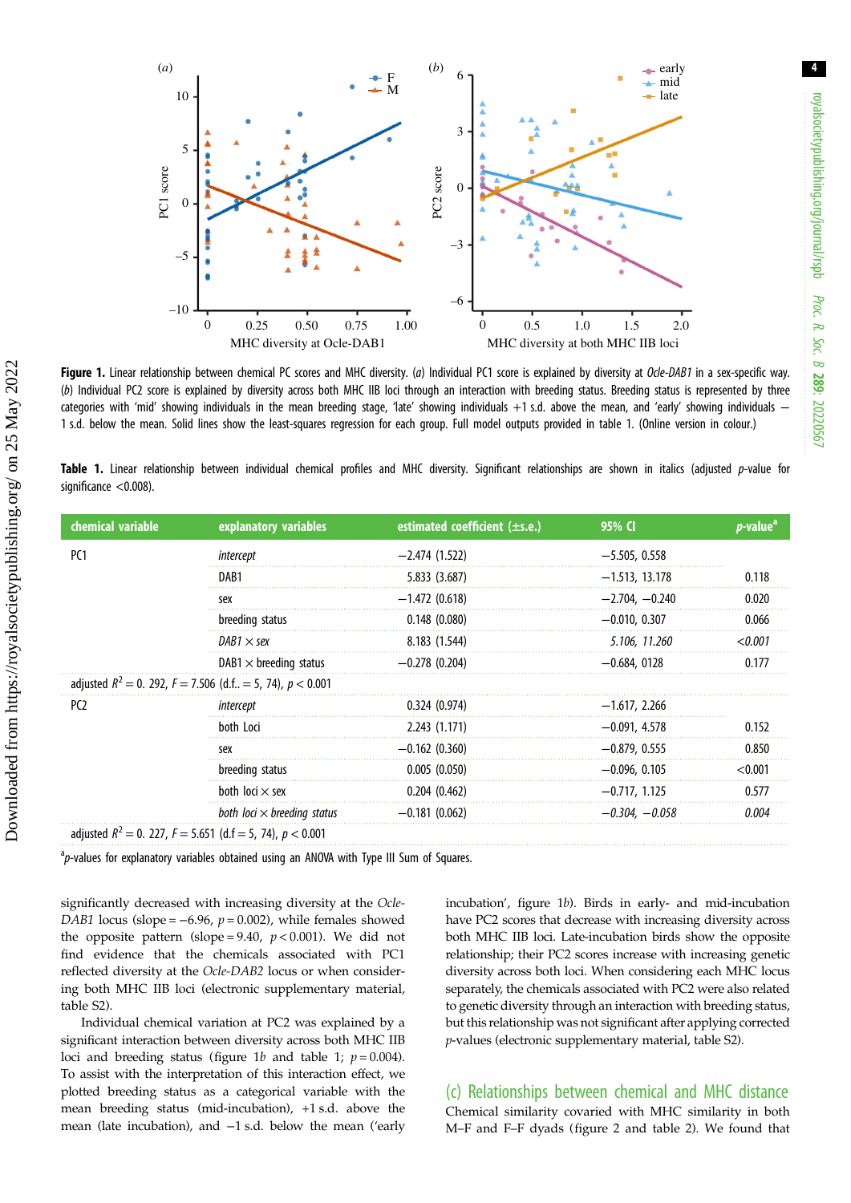**Figure 1.** Linear relationship between chemical PC scores and MHC diversity. (*a*) Individual PC1 score is explained by diversity at *Ocle-DAB1* in a sex-specific way. (*b*) Individual PC2 score is explained by diversity across both MHC IIB loci through an interaction with breeding status. Breeding status is represented by three categories with 'mid' showing individuals in the mean breeding stage, 'late' showing individuals +1 s.d. above the mean, and 'early' showing individuals − 1 s.d. below the mean. Solid lines show the least-squares regression for each group. Full model outputs provided in table 1. (Online version in colour.)

**Table 1.** Linear relationship between individual chemical profiles and MHC diversity. Significant relationships are shown in italics (adjusted *p*-value for significance <0.008).

| chemical variable | explanatory variables | estimated coefficient (±s.e.) | 95% CI | *p*-value[a] |
|---|---|---|---|---|
| PC1 | *intercept* | −2.474 (1.522) | −5.505, 0.558 | |
| | DAB1 | 5.833 (3.687) | −1.513, 13.178 | 0.118 |
| | sex | −1.472 (0.618) | −2.704, −0.240 | 0.020 |
| | breeding status | 0.148 (0.080) | −0.010, 0.307 | 0.066 |
| | *DAB1 × sex* | 8.183 (1.544) | *5.106, 11.260* | *<0.001* |
| | DAB1 × breeding status | −0.278 (0.204) | −0.684, 0128 | 0.177 |
| adjusted $R^2 = 0.292$, $F = 7.506$ (d.f.. = 5, 74), $p < 0.001$ | | | | |
| PC2 | *intercept* | 0.324 (0.974) | −1.617, 2.266 | |
| | both Loci | 2.243 (1.171) | −0.091, 4.578 | 0.152 |
| | sex | −0.162 (0.360) | −0.879, 0.555 | 0.850 |
| | breeding status | 0.005 (0.050) | −0.096, 0.105 | <0.001 |
| | both loci × sex | 0.204 (0.462) | −0.717, 1.125 | 0.577 |
| | *both loci × breeding status* | −0.181 (0.062) | *−0.304, −0.058* | *0.004* |
| adjusted $R^2 = 0.227$, $F = 5.651$ (d.f = 5, 74), $p < 0.001$ | | | | |

[a]*p*-values for explanatory variables obtained using an ANOVA with Type III Sum of Squares.

significantly decreased with increasing diversity at the *Ocle-DAB1* locus (slope = −6.96, $p = 0.002$), while females showed the opposite pattern (slope = 9.40, $p < 0.001$). We did not find evidence that the chemicals associated with PC1 reflected diversity at the *Ocle-DAB2* locus or when considering both MHC IIB loci (electronic supplementary material, table S2).

Individual chemical variation at PC2 was explained by a significant interaction between diversity across both MHC IIB loci and breeding status (figure 1*b* and table 1; $p = 0.004$). To assist with the interpretation of this interaction effect, we plotted breeding status as a categorical variable with the mean breeding status (mid-incubation), +1 s.d. above the mean (late incubation), and −1 s.d. below the mean ('early incubation', figure 1*b*). Birds in early- and mid-incubation have PC2 scores that decrease with increasing diversity across both MHC IIB loci. Late-incubation birds show the opposite relationship; their PC2 scores increase with increasing genetic diversity across both loci. When considering each MHC locus separately, the chemicals associated with PC2 were also related to genetic diversity through an interaction with breeding status, but this relationship was not significant after applying corrected *p*-values (electronic supplementary material, table S2).

## (c) Relationships between chemical and MHC distance

Chemical similarity covaried with MHC similarity in both M–F and F–F dyads (figure 2 and table 2). We found that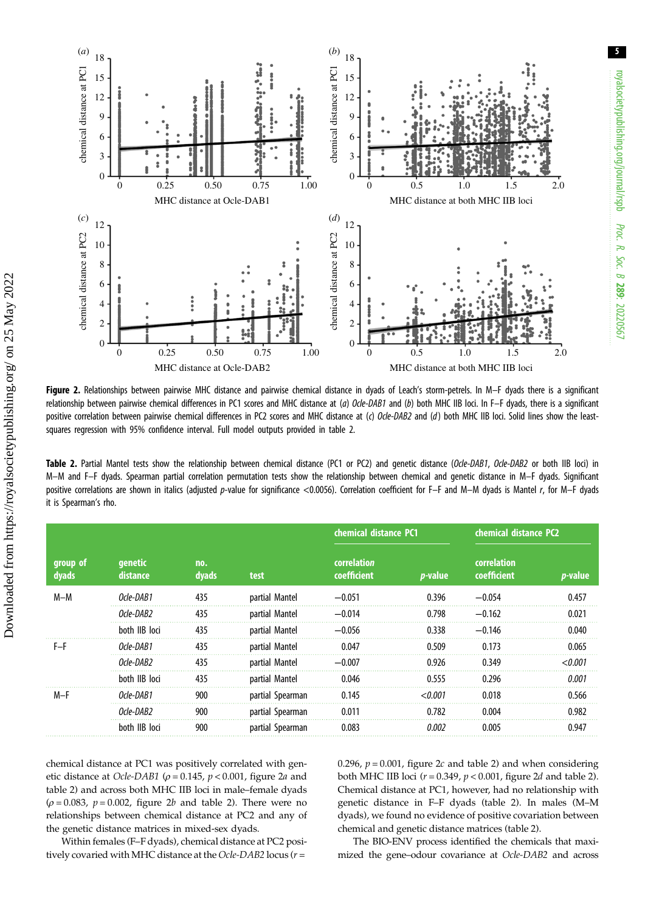**Figure 2.** Relationships between pairwise MHC distance and pairwise chemical distance in dyads of Leach's storm-petrels. In M–F dyads there is a significant relationship between pairwise chemical differences in PC1 scores and MHC distance at (*a*) *Ocle-DAB1* and (*b*) both MHC IIB loci. In F–F dyads, there is a significant positive correlation between pairwise chemical differences in PC2 scores and MHC distance at (*c*) *Ocle-DAB2* and (*d*) both MHC IIB loci. Solid lines show the least-squares regression with 95% confidence interval. Full model outputs provided in table 2.

**Table 2.** Partial Mantel tests show the relationship between chemical distance (PC1 or PC2) and genetic distance (*Ocle-DAB1*, *Ocle-DAB2* or both IIB loci) in M–M and F–F dyads. Spearman partial correlation permutation tests show the relationship between chemical and genetic distance in M–F dyads. Significant positive correlations are shown in italics (adjusted *p*-value for significance <0.0056). Correlation coefficient for F–F and M–M dyads is Mantel *r*, for M–F dyads it is Spearman's rho.

| | | | | chemical distance PC1 | | chemical distance PC2 | |
|---|---|---|---|---|---|---|---|
| group of dyads | genetic distance | no. dyads | test | correlation coefficient | *p*-value | correlation coefficient | *p*-value |
| M–M | *Ocle-DAB1* | 435 | partial Mantel | −0.051 | 0.396 | −0.054 | 0.457 |
| | *Ocle-DAB2* | 435 | partial Mantel | −0.014 | 0.798 | −0.162 | 0.021 |
| | both IIB loci | 435 | partial Mantel | −0.056 | 0.338 | −0.146 | 0.040 |
| F–F | *Ocle-DAB1* | 435 | partial Mantel | 0.047 | 0.509 | 0.173 | 0.065 |
| | *Ocle-DAB2* | 435 | partial Mantel | −0.007 | 0.926 | 0.349 | *<0.001* |
| | both IIB loci | 435 | partial Mantel | 0.046 | 0.555 | 0.296 | *0.001* |
| M–F | *Ocle-DAB1* | 900 | partial Spearman | 0.145 | *<0.001* | 0.018 | 0.566 |
| | *Ocle-DAB2* | 900 | partial Spearman | 0.011 | 0.782 | 0.004 | 0.982 |
| | both IIB loci | 900 | partial Spearman | 0.083 | *0.002* | 0.005 | 0.947 |

chemical distance at PC1 was positively correlated with genetic distance at *Ocle-DAB1* ($\rho = 0.145$, $p < 0.001$, figure 2*a* and table 2) and across both MHC IIB loci in male–female dyads ($\rho = 0.083$, $p = 0.002$, figure 2*b* and table 2). There were no relationships between chemical distance at PC2 and any of the genetic distance matrices in mixed-sex dyads.

Within females (F–F dyads), chemical distance at PC2 positively covaried with MHC distance at the *Ocle-DAB2* locus ($r = 0.296$, $p = 0.001$, figure 2*c* and table 2) and when considering both MHC IIB loci ($r = 0.349$, $p < 0.001$, figure 2*d* and table 2). Chemical distance at PC1, however, had no relationship with genetic distance in F–F dyads (table 2). In males (M–M dyads), we found no evidence of positive covariation between chemical and genetic distance matrices (table 2).

The BIO-ENV process identified the chemicals that maximized the gene–odour covariance at *Ocle-DAB2* and across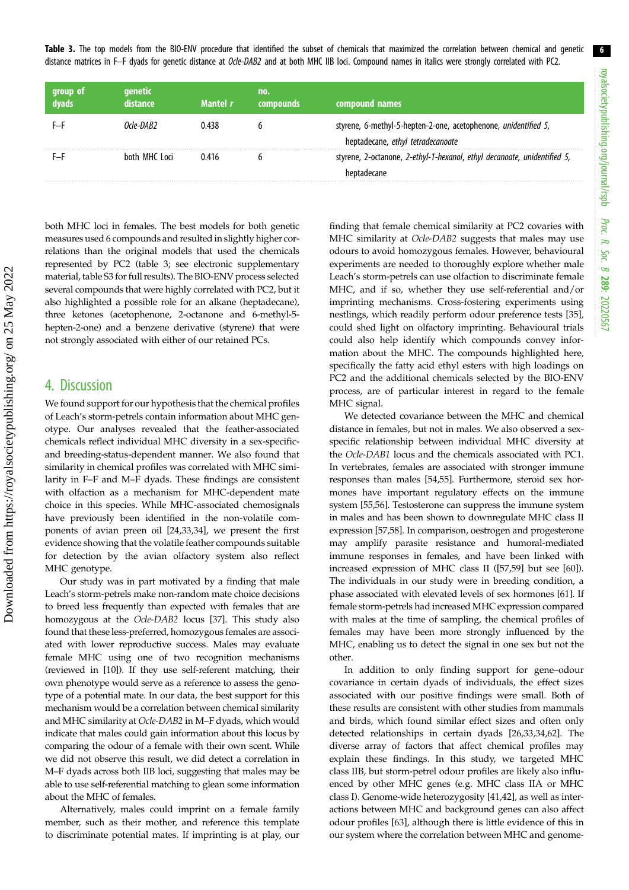**Table 3.** The top models from the BIO-ENV procedure that identified the subset of chemicals that maximized the correlation between chemical and genetic distance matrices in F–F dyads for genetic distance at *Ocle-DAB2* and at both MHC IIB loci. Compound names in italics were strongly correlated with PC2.

| group of dyads | genetic distance | Mantel *r* | no. compounds | compound names |
|---|---|---|---|---|
| F–F | *Ocle-DAB2* | 0.438 | 6 | styrene, 6-methyl-5-hepten-2-one, acetophenone, *unidentified 5*, heptadecane, *ethyl tetradecanoate* |
| F–F | both MHC Loci | 0.416 | 6 | styrene, 2-octanone, *2-ethyl-1-hexanol*, *ethyl decanoate*, *unidentified 5*, heptadecane |

both MHC loci in females. The best models for both genetic measures used 6 compounds and resulted in slightly higher correlations than the original models that used the chemicals represented by PC2 (table 3; see electronic supplementary material, table S3 for full results). The BIO-ENV process selected several compounds that were highly correlated with PC2, but it also highlighted a possible role for an alkane (heptadecane), three ketones (acetophenone, 2-octanone and 6-methyl-5-hepten-2-one) and a benzene derivative (styrene) that were not strongly associated with either of our retained PCs.

## 4. Discussion

We found support for our hypothesis that the chemical profiles of Leach's storm-petrels contain information about MHC genotype. Our analyses revealed that the feather-associated chemicals reflect individual MHC diversity in a sex-specific- and breeding-status-dependent manner. We also found that similarity in chemical profiles was correlated with MHC similarity in F–F and M–F dyads. These findings are consistent with olfaction as a mechanism for MHC-dependent mate choice in this species. While MHC-associated chemosignals have previously been identified in the non-volatile components of avian preen oil [24,33,34], we present the first evidence showing that the volatile feather compounds suitable for detection by the avian olfactory system also reflect MHC genotype.

Our study was in part motivated by a finding that male Leach's storm-petrels make non-random mate choice decisions to breed less frequently than expected with females that are homozygous at the *Ocle-DAB2* locus [37]. This study also found that these less-preferred, homozygous females are associated with lower reproductive success. Males may evaluate female MHC using one of two recognition mechanisms (reviewed in [10]). If they use self-referent matching, their own phenotype would serve as a reference to assess the genotype of a potential mate. In our data, the best support for this mechanism would be a correlation between chemical similarity and MHC similarity at *Ocle-DAB2* in M–F dyads, which would indicate that males could gain information about this locus by comparing the odour of a female with their own scent. While we did not observe this result, we did detect a correlation in M–F dyads across both IIB loci, suggesting that males may be able to use self-referential matching to glean some information about the MHC of females.

Alternatively, males could imprint on a female family member, such as their mother, and reference this template to discriminate potential mates. If imprinting is at play, our finding that female chemical similarity at PC2 covaries with MHC similarity at *Ocle-DAB2* suggests that males may use odours to avoid homozygous females. However, behavioural experiments are needed to thoroughly explore whether male Leach's storm-petrels can use olfaction to discriminate female MHC, and if so, whether they use self-referential and/or imprinting mechanisms. Cross-fostering experiments using nestlings, which readily perform odour preference tests [35], could shed light on olfactory imprinting. Behavioural trials could also help identify which compounds convey information about the MHC. The compounds highlighted here, specifically the fatty acid ethyl esters with high loadings on PC2 and the additional chemicals selected by the BIO-ENV process, are of particular interest in regard to the female MHC signal.

We detected covariance between the MHC and chemical distance in females, but not in males. We also observed a sex-specific relationship between individual MHC diversity at the *Ocle-DAB1* locus and the chemicals associated with PC1. In vertebrates, females are associated with stronger immune responses than males [54,55]. Furthermore, steroid sex hormones have important regulatory effects on the immune system [55,56]. Testosterone can suppress the immune system in males and has been shown to downregulate MHC class II expression [57,58]. In comparison, oestrogen and progesterone may amplify parasite resistance and humoral-mediated immune responses in females, and have been linked with increased expression of MHC class II ([57,59] but see [60]). The individuals in our study were in breeding condition, a phase associated with elevated levels of sex hormones [61]. If female storm-petrels had increased MHC expression compared with males at the time of sampling, the chemical profiles of females may have been more strongly influenced by the MHC, enabling us to detect the signal in one sex but not the other.

In addition to only finding support for gene–odour covariance in certain dyads of individuals, the effect sizes associated with our positive findings were small. Both of these results are consistent with other studies from mammals and birds, which found similar effect sizes and often only detected relationships in certain dyads [26,33,34,62]. The diverse array of factors that affect chemical profiles may explain these findings. In this study, we targeted MHC class IIB, but storm-petrel odour profiles are likely also influenced by other MHC genes (e.g. MHC class IIA or MHC class I). Genome-wide heterozygosity [41,42], as well as interactions between MHC and background genes can also affect odour profiles [63], although there is little evidence of this in our system where the correlation between MHC and genome-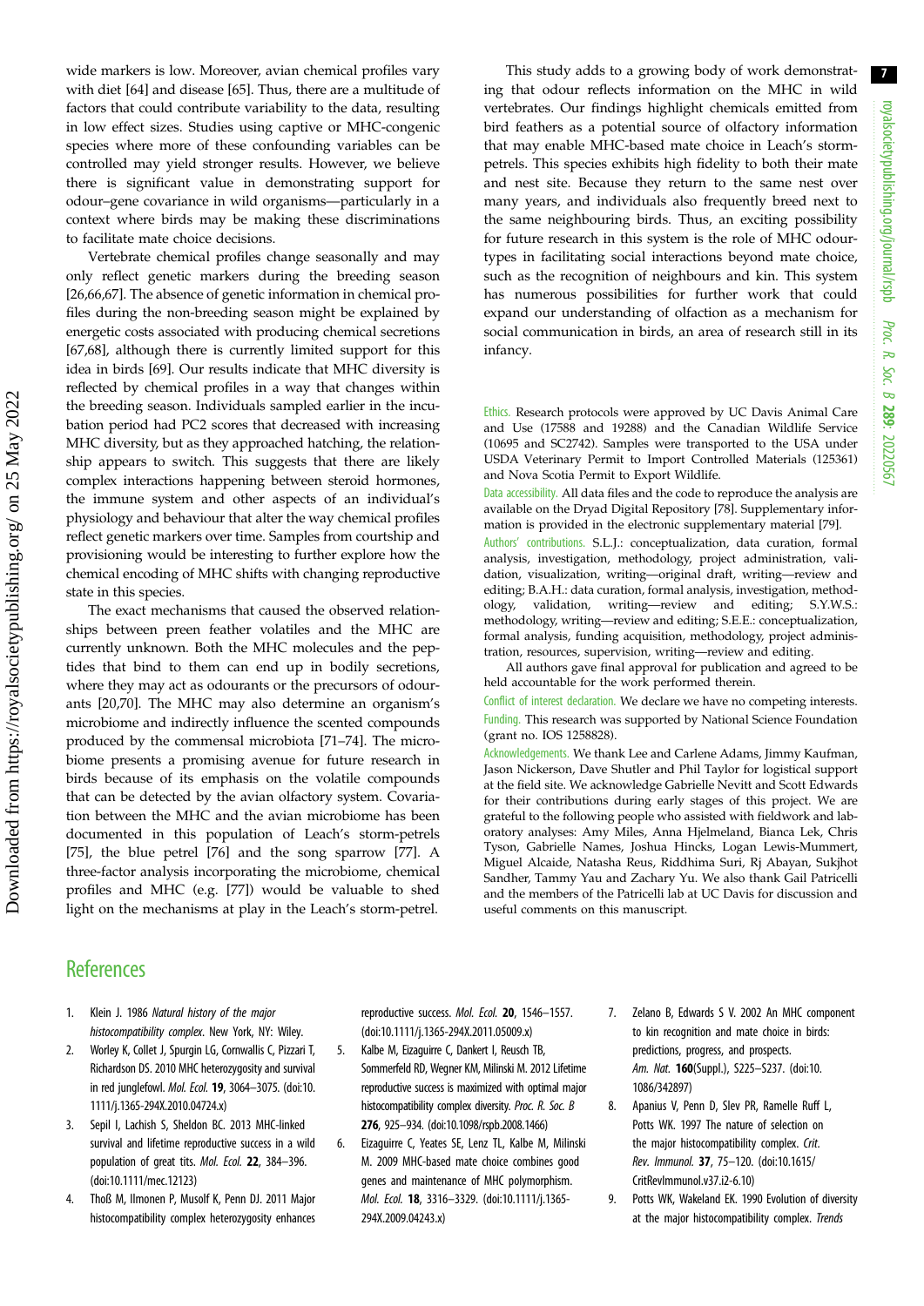wide markers is low. Moreover, avian chemical profiles vary with diet [64] and disease [65]. Thus, there are a multitude of factors that could contribute variability to the data, resulting in low effect sizes. Studies using captive or MHC-congenic species where more of these confounding variables can be controlled may yield stronger results. However, we believe there is significant value in demonstrating support for odour–gene covariance in wild organisms—particularly in a context where birds may be making these discriminations to facilitate mate choice decisions.

Vertebrate chemical profiles change seasonally and may only reflect genetic markers during the breeding season [26,66,67]. The absence of genetic information in chemical profiles during the non-breeding season might be explained by energetic costs associated with producing chemical secretions [67,68], although there is currently limited support for this idea in birds [69]. Our results indicate that MHC diversity is reflected by chemical profiles in a way that changes within the breeding season. Individuals sampled earlier in the incubation period had PC2 scores that decreased with increasing MHC diversity, but as they approached hatching, the relationship appears to switch. This suggests that there are likely complex interactions happening between steroid hormones, the immune system and other aspects of an individual's physiology and behaviour that alter the way chemical profiles reflect genetic markers over time. Samples from courtship and provisioning would be interesting to further explore how the chemical encoding of MHC shifts with changing reproductive state in this species.

The exact mechanisms that caused the observed relationships between preen feather volatiles and the MHC are currently unknown. Both the MHC molecules and the peptides that bind to them can end up in bodily secretions, where they may act as odourants or the precursors of odourants [20,70]. The MHC may also determine an organism's microbiome and indirectly influence the scented compounds produced by the commensal microbiota [71–74]. The microbiome presents a promising avenue for future research in birds because of its emphasis on the volatile compounds that can be detected by the avian olfactory system. Covariation between the MHC and the avian microbiome has been documented in this population of Leach's storm-petrels [75], the blue petrel [76] and the song sparrow [77]. A three-factor analysis incorporating the microbiome, chemical profiles and MHC (e.g. [77]) would be valuable to shed light on the mechanisms at play in the Leach's storm-petrel.

This study adds to a growing body of work demonstrating that odour reflects information on the MHC in wild vertebrates. Our findings highlight chemicals emitted from bird feathers as a potential source of olfactory information that may enable MHC-based mate choice in Leach's storm-petrels. This species exhibits high fidelity to both their mate and nest site. Because they return to the same nest over many years, and individuals also frequently breed next to the same neighbouring birds. Thus, an exciting possibility for future research in this system is the role of MHC odour-types in facilitating social interactions beyond mate choice, such as the recognition of neighbours and kin. This system has numerous possibilities for further work that could expand our understanding of olfaction as a mechanism for social communication in birds, an area of research still in its infancy.

Ethics. Research protocols were approved by UC Davis Animal Care and Use (17588 and 19288) and the Canadian Wildlife Service (10695 and SC2742). Samples were transported to the USA under USDA Veterinary Permit to Import Controlled Materials (125361) and Nova Scotia Permit to Export Wildlife.

Data accessibility. All data files and the code to reproduce the analysis are available on the Dryad Digital Repository [78]. Supplementary information is provided in the electronic supplementary material [79].

Authors' contributions. S.L.J.: conceptualization, data curation, formal analysis, investigation, methodology, project administration, validation, visualization, writing—original draft, writing—review and editing; B.A.H.: data curation, formal analysis, investigation, methodology, validation, writing—review and editing; S.Y.W.S.: methodology, writing—review and editing; S.E.E.: conceptualization, formal analysis, funding acquisition, methodology, project administration, resources, supervision, writing—review and editing.

All authors gave final approval for publication and agreed to be held accountable for the work performed therein.

Conflict of interest declaration. We declare we have no competing interests.

Funding. This research was supported by National Science Foundation (grant no. IOS 1258828).

Acknowledgements. We thank Lee and Carlene Adams, Jimmy Kaufman, Jason Nickerson, Dave Shutler and Phil Taylor for logistical support at the field site. We acknowledge Gabrielle Nevitt and Scott Edwards for their contributions during early stages of this project. We are grateful to the following people who assisted with fieldwork and laboratory analyses: Amy Miles, Anna Hjelmeland, Bianca Lek, Chris Tyson, Gabrielle Names, Joshua Hincks, Logan Lewis-Mummert, Miguel Alcaide, Natasha Reus, Riddhima Suri, Rj Abayan, Sukjhot Sandher, Tammy Yau and Zachary Yu. We also thank Gail Patricelli and the members of the Patricelli lab at UC Davis for discussion and useful comments on this manuscript.

## References

1. Klein J. 1986 *Natural history of the major histocompatibility complex*. New York, NY: Wiley.
2. Worley K, Collet J, Spurgin LG, Cornwallis C, Pizzari T, Richardson DS. 2010 MHC heterozygosity and survival in red junglefowl. *Mol. Ecol.* **19**, 3064–3075. (doi:10.1111/j.1365-294X.2010.04724.x)
3. Sepil I, Lachish S, Sheldon BC. 2013 MHC-linked survival and lifetime reproductive success in a wild population of great tits. *Mol. Ecol.* **22**, 384–396. (doi:10.1111/mec.12123)
4. Thoß M, Ilmonen P, Musolf K, Penn DJ. 2011 Major histocompatibility complex heterozygosity enhances reproductive success. *Mol. Ecol.* **20**, 1546–1557. (doi:10.1111/j.1365-294X.2011.05009.x)
5. Kalbe M, Eizaguirre C, Dankert I, Reusch TB, Sommerfeld RD, Wegner KM, Milinski M. 2012 Lifetime reproductive success is maximized with optimal major histocompatibility complex diversity. *Proc. R. Soc. B* **276**, 925–934. (doi:10.1098/rspb.2008.1466)
6. Eizaguirre C, Yeates SE, Lenz TL, Kalbe M, Milinski M. 2009 MHC-based mate choice combines good genes and maintenance of MHC polymorphism. *Mol. Ecol.* **18**, 3316–3329. (doi:10.1111/j.1365-294X.2009.04243.x)
7. Zelano B, Edwards S V. 2002 An MHC component to kin recognition and mate choice in birds: predictions, progress, and prospects. *Am. Nat.* **160**(Suppl.), S225–S237. (doi:10.1086/342897)
8. Apanius V, Penn D, Slev PR, Ramelle Ruff L, Potts WK. 1997 The nature of selection on the major histocompatibility complex. *Crit. Rev. Immunol.* **37**, 75–120. (doi:10.1615/CritRevImmunol.v37.i2-6.10)
9. Potts WK, Wakeland EK. 1990 Evolution of diversity at the major histocompatibility complex. *Trends*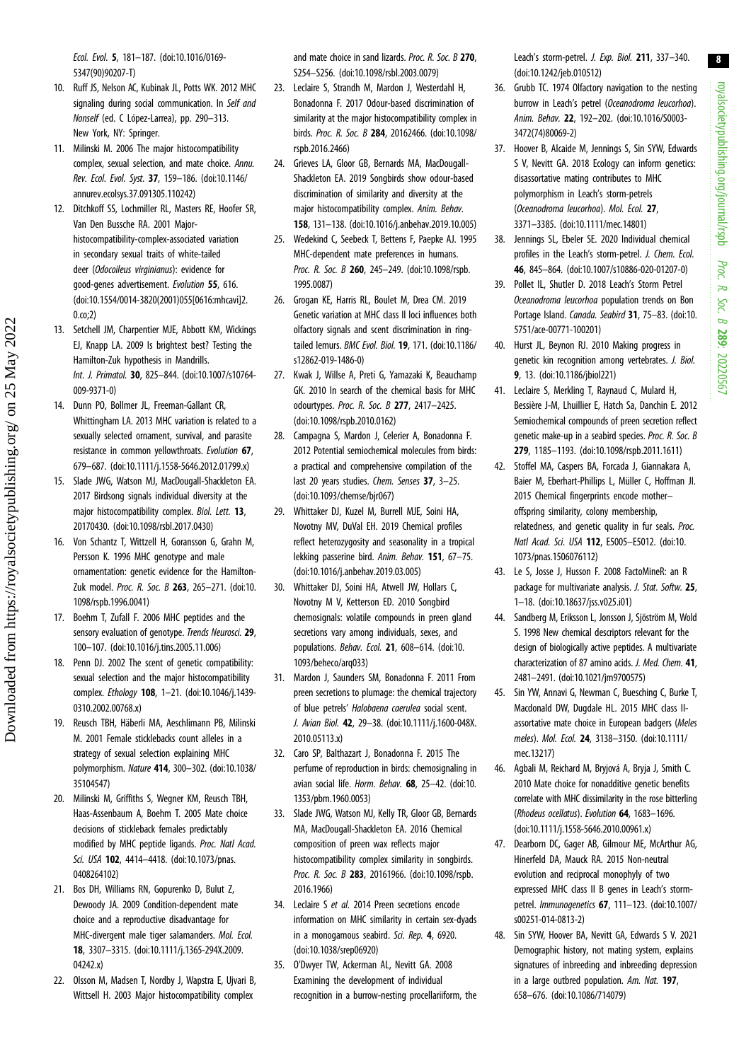Ecol. Evol. **5**, 181–187. (doi:10.1016/0169-5347(90)90207-T)

10. Ruff JS, Nelson AC, Kubinak JL, Potts WK. 2012 MHC signaling during social communication. In *Self and Nonself* (ed. C López-Larrea), pp. 290–313. New York, NY: Springer.
11. Milinski M. 2006 The major histocompatibility complex, sexual selection, and mate choice. *Annu. Rev. Ecol. Evol. Syst.* **37**, 159–186. (doi:10.1146/annurev.ecolsys.37.091305.110242)
12. Ditchkoff SS, Lochmiller RL, Masters RE, Hoofer SR, Van Den Bussche RA. 2001 Major-histocompatibility-complex-associated variation in secondary sexual traits of white-tailed deer (*Odocoileus virginianus*): evidence for good-genes advertisement. *Evolution* **55**, 616. (doi:10.1554/0014-3820(2001)055[0616:mhcavi]2.0.co;2)
13. Setchell JM, Charpentier MJE, Abbott KM, Wickings EJ, Knapp LA. 2009 Is brightest best? Testing the Hamilton-Zuk hypothesis in Mandrills. *Int. J. Primatol.* **30**, 825–844. (doi:10.1007/s10764-009-9371-0)
14. Dunn PO, Bollmer JL, Freeman-Gallant CR, Whittingham LA. 2013 MHC variation is related to a sexually selected ornament, survival, and parasite resistance in common yellowthroats. *Evolution* **67**, 679–687. (doi:10.1111/j.1558-5646.2012.01799.x)
15. Slade JWG, Watson MJ, MacDougall-Shackleton EA. 2017 Birdsong signals individual diversity at the major histocompatibility complex. *Biol. Lett.* **13**, 20170430. (doi:10.1098/rsbl.2017.0430)
16. Von Schantz T, Wittzell H, Goransson G, Grahn M, Persson K. 1996 MHC genotype and male ornamentation: genetic evidence for the Hamilton-Zuk model. *Proc. R. Soc. B* **263**, 265–271. (doi:10.1098/rspb.1996.0041)
17. Boehm T, Zufall F. 2006 MHC peptides and the sensory evaluation of genotype. *Trends Neurosci.* **29**, 100–107. (doi:10.1016/j.tins.2005.11.006)
18. Penn DJ. 2002 The scent of genetic compatibility: sexual selection and the major histocompatibility complex. *Ethology* **108**, 1–21. (doi:10.1046/j.1439-0310.2002.00768.x)
19. Reusch TBH, Häberli MA, Aeschlimann PB, Milinski M. 2001 Female sticklebacks count alleles in a strategy of sexual selection explaining MHC polymorphism. *Nature* **414**, 300–302. (doi:10.1038/35104547)
20. Milinski M, Griffiths S, Wegner KM, Reusch TBH, Haas-Assenbaum A, Boehm T. 2005 Mate choice decisions of stickleback females predictably modified by MHC peptide ligands. *Proc. Natl Acad. Sci. USA* **102**, 4414–4418. (doi:10.1073/pnas.0408264102)
21. Bos DH, Williams RN, Gopurenko D, Bulut Z, Dewoody JA. 2009 Condition-dependent mate choice and a reproductive disadvantage for MHC-divergent male tiger salamanders. *Mol. Ecol.* **18**, 3307–3315. (doi:10.1111/j.1365-294X.2009.04242.x)
22. Olsson M, Madsen T, Nordby J, Wapstra E, Ujvari B, Wittsell H. 2003 Major histocompatibility complex and mate choice in sand lizards. *Proc. R. Soc. B* **270**, S254–S256. (doi:10.1098/rsbl.2003.0079)
23. Leclaire S, Strandh M, Mardon J, Westerdahl H, Bonadonna F. 2017 Odour-based discrimination of similarity at the major histocompatibility complex in birds. *Proc. R. Soc. B* **284**, 20162466. (doi:10.1098/rspb.2016.2466)
24. Grieves LA, Gloor GB, Bernards MA, MacDougall-Shackleton EA. 2019 Songbirds show odour-based discrimination of similarity and diversity at the major histocompatibility complex. *Anim. Behav.* **158**, 131–138. (doi:10.1016/j.anbehav.2019.10.005)
25. Wedekind C, Seebeck T, Bettens F, Paepke AJ. 1995 MHC-dependent mate preferences in humans. *Proc. R. Soc. B* **260**, 245–249. (doi:10.1098/rspb.1995.0087)
26. Grogan KE, Harris RL, Boulet M, Drea CM. 2019 Genetic variation at MHC class II loci influences both olfactory signals and scent discrimination in ring-tailed lemurs. *BMC Evol. Biol.* **19**, 171. (doi:10.1186/s12862-019-1486-0)
27. Kwak J, Willse A, Preti G, Yamazaki K, Beauchamp GK. 2010 In search of the chemical basis for MHC odourtypes. *Proc. R. Soc. B* **277**, 2417–2425. (doi:10.1098/rspb.2010.0162)
28. Campagna S, Mardon J, Celerier A, Bonadonna F. 2012 Potential semiochemical molecules from birds: a practical and comprehensive compilation of the last 20 years studies. *Chem. Senses* **37**, 3–25. (doi:10.1093/chemse/bjr067)
29. Whittaker DJ, Kuzel M, Burrell MJE, Soini HA, Novotny MV, DuVal EH. 2019 Chemical profiles reflect heterozygosity and seasonality in a tropical lekking passerine bird. *Anim. Behav.* **151**, 67–75. (doi:10.1016/j.anbehav.2019.03.005)
30. Whittaker DJ, Soini HA, Atwell JW, Hollars C, Novotny M V, Ketterson ED. 2010 Songbird chemosignals: volatile compounds in preen gland secretions vary among individuals, sexes, and populations. *Behav. Ecol.* **21**, 608–614. (doi:10.1093/beheco/arq033)
31. Mardon J, Saunders SM, Bonadonna F. 2011 From preen secretions to plumage: the chemical trajectory of blue petrels' *Halobaena caerulea* social scent. *J. Avian Biol.* **42**, 29–38. (doi:10.1111/j.1600-048X.2010.05113.x)
32. Caro SP, Balthazart J, Bonadonna F. 2015 The perfume of reproduction in birds: chemosignaling in avian social life. *Horm. Behav.* **68**, 25–42. (doi:10.1353/pbm.1960.0053)
33. Slade JWG, Watson MJ, Kelly TR, Gloor GB, Bernards MA, MacDougall-Shackleton EA. 2016 Chemical composition of preen wax reflects major histocompatibility complex similarity in songbirds. *Proc. R. Soc. B* **283**, 20161966. (doi:10.1098/rspb.2016.1966)
34. Leclaire S *et al.* 2014 Preen secretions encode information on MHC similarity in certain sex-dyads in a monogamous seabird. *Sci. Rep.* **4**, 6920. (doi:10.1038/srep06920)
35. O'Dwyer TW, Ackerman AL, Nevitt GA. 2008 Examining the development of individual recognition in a burrow-nesting procellariiform, the Leach's storm-petrel. *J. Exp. Biol.* **211**, 337–340. (doi:10.1242/jeb.010512)
36. Grubb TC. 1974 Olfactory navigation to the nesting burrow in Leach's petrel (*Oceanodroma leucorhoa*). *Anim. Behav.* **22**, 192–202. (doi:10.1016/S0003-3472(74)80069-2)
37. Hoover B, Alcaide M, Jennings S, Sin SYW, Edwards S V, Nevitt GA. 2018 Ecology can inform genetics: disassortative mating contributes to MHC polymorphism in Leach's storm-petrels (*Oceanodroma leucorhoa*). *Mol. Ecol.* **27**, 3371–3385. (doi:10.1111/mec.14801)
38. Jennings SL, Ebeler SE. 2020 Individual chemical profiles in the Leach's storm-petrel. *J. Chem. Ecol.* **46**, 845–864. (doi:10.1007/s10886-020-01207-0)
39. Pollet IL, Shutler D. 2018 Leach's Storm Petrel *Oceanodroma leucorhoa* population trends on Bon Portage Island. *Canada. Seabird* **31**, 75–83. (doi:10.5751/ace-00771-100201)
40. Hurst JL, Beynon RJ. 2010 Making progress in genetic kin recognition among vertebrates. *J. Biol.* **9**, 13. (doi:10.1186/jbiol221)
41. Leclaire S, Merkling T, Raynaud C, Mulard H, Bessière J-M, Lhuillier E, Hatch Sa, Danchin E. 2012 Semiochemical compounds of preen secretion reflect genetic make-up in a seabird species. *Proc. R. Soc. B* **279**, 1185–1193. (doi:10.1098/rspb.2011.1611)
42. Stoffel MA, Caspers BA, Forcada J, Giannakara A, Baier M, Eberhart-Phillips L, Müller C, Hoffman JI. 2015 Chemical fingerprints encode mother–offspring similarity, colony membership, relatedness, and genetic quality in fur seals. *Proc. Natl Acad. Sci. USA* **112**, E5005–E5012. (doi:10.1073/pnas.1506076112)
43. Le S, Josse J, Husson F. 2008 FactoMineR: an R package for multivariate analysis. *J. Stat. Softw.* **25**, 1–18. (doi:10.18637/jss.v025.i01)
44. Sandberg M, Eriksson L, Jonsson J, Sjöström M, Wold S. 1998 New chemical descriptors relevant for the design of biologically active peptides. A multivariate characterization of 87 amino acids. *J. Med. Chem.* **41**, 2481–2491. (doi:10.1021/jm9700575)
45. Sin YW, Annavi G, Newman C, Buesching C, Burke T, Macdonald DW, Dugdale HL. 2015 MHC class II-assortative mate choice in European badgers (*Meles meles*). *Mol. Ecol.* **24**, 3138–3150. (doi:10.1111/mec.13217)
46. Agbali M, Reichard M, Bryjová A, Bryja J, Smith C. 2010 Mate choice for nonadditive genetic benefits correlate with MHC dissimilarity in the rose bitterling (*Rhodeus ocellatus*). *Evolution* **64**, 1683–1696. (doi:10.1111/j.1558-5646.2010.00961.x)
47. Dearborn DC, Gager AB, Gilmour ME, McArthur AG, Hinerfeld DA, Mauck RA. 2015 Non-neutral evolution and reciprocal monophyly of two expressed MHC class II B genes in Leach's storm-petrel. *Immunogenetics* **67**, 111–123. (doi:10.1007/s00251-014-0813-2)
48. Sin SYW, Hoover BA, Nevitt GA, Edwards S V. 2021 Demographic history, not mating system, explains signatures of inbreeding and inbreeding depression in a large outbred population. *Am. Nat.* **197**, 658–676. (doi:10.1086/714079)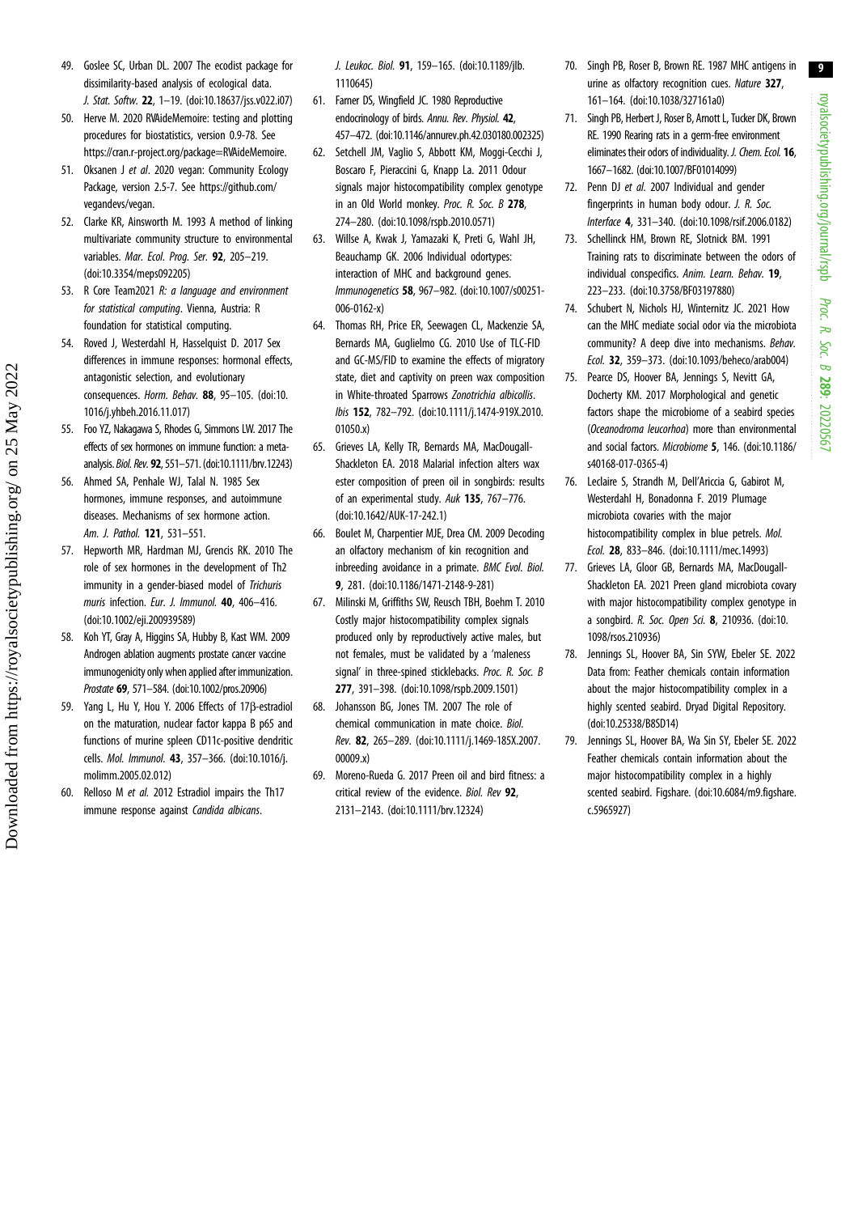49. Goslee SC, Urban DL. 2007 The ecodist package for dissimilarity-based analysis of ecological data. *J. Stat. Softw.* **22**, 1–19. (doi:10.18637/jss.v022.i07)
50. Herve M. 2020 RVAideMemoire: testing and plotting procedures for biostatistics, version 0.9-78. See https://cran.r-project.org/package=RVAideMemoire.
51. Oksanen J *et al*. 2020 vegan: Community Ecology Package, version 2.5-7. See https://github.com/vegandevs/vegan.
52. Clarke KR, Ainsworth M. 1993 A method of linking multivariate community structure to environmental variables. *Mar. Ecol. Prog. Ser.* **92**, 205–219. (doi:10.3354/meps092205)
53. R Core Team2021 *R: a language and environment for statistical computing*. Vienna, Austria: R foundation for statistical computing.
54. Roved J, Westerdahl H, Hasselquist D. 2017 Sex differences in immune responses: hormonal effects, antagonistic selection, and evolutionary consequences. *Horm. Behav.* **88**, 95–105. (doi:10.1016/j.yhbeh.2016.11.017)
55. Foo YZ, Nakagawa S, Rhodes G, Simmons LW. 2017 The effects of sex hormones on immune function: a meta-analysis. *Biol. Rev.* **92**, 551–571. (doi:10.1111/brv.12243)
56. Ahmed SA, Penhale WJ, Talal N. 1985 Sex hormones, immune responses, and autoimmune diseases. Mechanisms of sex hormone action. *Am. J. Pathol.* **121**, 531–551.
57. Hepworth MR, Hardman MJ, Grencis RK. 2010 The role of sex hormones in the development of Th2 immunity in a gender-biased model of *Trichuris muris* infection. *Eur. J. Immunol.* **40**, 406–416. (doi:10.1002/eji.200939589)
58. Koh YT, Gray A, Higgins SA, Hubby B, Kast WM. 2009 Androgen ablation augments prostate cancer vaccine immunogenicity only when applied after immunization. *Prostate* **69**, 571–584. (doi:10.1002/pros.20906)
59. Yang L, Hu Y, Hou Y. 2006 Effects of 17β-estradiol on the maturation, nuclear factor kappa B p65 and functions of murine spleen CD11c-positive dendritic cells. *Mol. Immunol.* **43**, 357–366. (doi:10.1016/j.molimm.2005.02.012)
60. Relloso M *et al.* 2012 Estradiol impairs the Th17 immune response against *Candida albicans*. *J. Leukoc. Biol.* **91**, 159–165. (doi:10.1189/jlb.1110645)
61. Farner DS, Wingfield JC. 1980 Reproductive endocrinology of birds. *Annu. Rev. Physiol.* **42**, 457–472. (doi:10.1146/annurev.ph.42.030180.002325)
62. Setchell JM, Vaglio S, Abbott KM, Moggi-Cecchi J, Boscaro F, Pieraccini G, Knapp La. 2011 Odour signals major histocompatibility complex genotype in an Old World monkey. *Proc. R. Soc. B* **278**, 274–280. (doi:10.1098/rspb.2010.0571)
63. Willse A, Kwak J, Yamazaki K, Preti G, Wahl JH, Beauchamp GK. 2006 Individual odortypes: interaction of MHC and background genes. *Immunogenetics* **58**, 967–982. (doi:10.1007/s00251-006-0162-x)
64. Thomas RH, Price ER, Seewagen CL, Mackenzie SA, Bernards MA, Guglielmo CG. 2010 Use of TLC-FID and GC-MS/FID to examine the effects of migratory state, diet and captivity on preen wax composition in White-throated Sparrows *Zonotrichia albicollis*. *Ibis* **152**, 782–792. (doi:10.1111/j.1474-919X.2010.01050.x)
65. Grieves LA, Kelly TR, Bernards MA, MacDougall-Shackleton EA. 2018 Malarial infection alters wax ester composition of preen oil in songbirds: results of an experimental study. *Auk* **135**, 767–776. (doi:10.1642/AUK-17-242.1)
66. Boulet M, Charpentier MJE, Drea CM. 2009 Decoding an olfactory mechanism of kin recognition and inbreeding avoidance in a primate. *BMC Evol. Biol.* **9**, 281. (doi:10.1186/1471-2148-9-281)
67. Milinski M, Griffiths SW, Reusch TBH, Boehm T. 2010 Costly major histocompatibility complex signals produced only by reproductively active males, but not females, must be validated by a 'maleness signal' in three-spined sticklebacks. *Proc. R. Soc. B* **277**, 391–398. (doi:10.1098/rspb.2009.1501)
68. Johansson BG, Jones TM. 2007 The role of chemical communication in mate choice. *Biol. Rev.* **82**, 265–289. (doi:10.1111/j.1469-185X.2007.00009.x)
69. Moreno-Rueda G. 2017 Preen oil and bird fitness: a critical review of the evidence. *Biol. Rev* **92**, 2131–2143. (doi:10.1111/brv.12324)
70. Singh PB, Roser B, Brown RE. 1987 MHC antigens in urine as olfactory recognition cues. *Nature* **327**, 161–164. (doi:10.1038/327161a0)
71. Singh PB, Herbert J, Roser B, Arnott L, Tucker DK, Brown RE. 1990 Rearing rats in a germ-free environment eliminates their odors of individuality. *J. Chem. Ecol.* **16**, 1667–1682. (doi:10.1007/BF01014099)
72. Penn DJ *et al.* 2007 Individual and gender fingerprints in human body odour. *J. R. Soc. Interface* **4**, 331–340. (doi:10.1098/rsif.2006.0182)
73. Schellinck HM, Brown RE, Slotnick BM. 1991 Training rats to discriminate between the odors of individual conspecifics. *Anim. Learn. Behav.* **19**, 223–233. (doi:10.3758/BF03197880)
74. Schubert N, Nichols HJ, Winternitz JC. 2021 How can the MHC mediate social odor via the microbiota community? A deep dive into mechanisms. *Behav. Ecol.* **32**, 359–373. (doi:10.1093/beheco/arab004)
75. Pearce DS, Hoover BA, Jennings S, Nevitt GA, Docherty KM. 2017 Morphological and genetic factors shape the microbiome of a seabird species (*Oceanodroma leucorhoa*) more than environmental and social factors. *Microbiome* **5**, 146. (doi:10.1186/s40168-017-0365-4)
76. Leclaire S, Strandh M, Dell'Ariccia G, Gabirot M, Westerdahl H, Bonadonna F. 2019 Plumage microbiota covaries with the major histocompatibility complex in blue petrels. *Mol. Ecol.* **28**, 833–846. (doi:10.1111/mec.14993)
77. Grieves LA, Gloor GB, Bernards MA, MacDougall-Shackleton EA. 2021 Preen gland microbiota covary with major histocompatibility complex genotype in a songbird. *R. Soc. Open Sci.* **8**, 210936. (doi:10.1098/rsos.210936)
78. Jennings SL, Hoover BA, Sin SYW, Ebeler SE. 2022 Data from: Feather chemicals contain information about the major histocompatibility complex in a highly scented seabird. Dryad Digital Repository. (doi:10.25338/B8SD14)
79. Jennings SL, Hoover BA, Wa Sin SY, Ebeler SE. 2022 Feather chemicals contain information about the major histocompatibility complex in a highly scented seabird. Figshare. (doi:10.6084/m9.figshare.c.5965927)